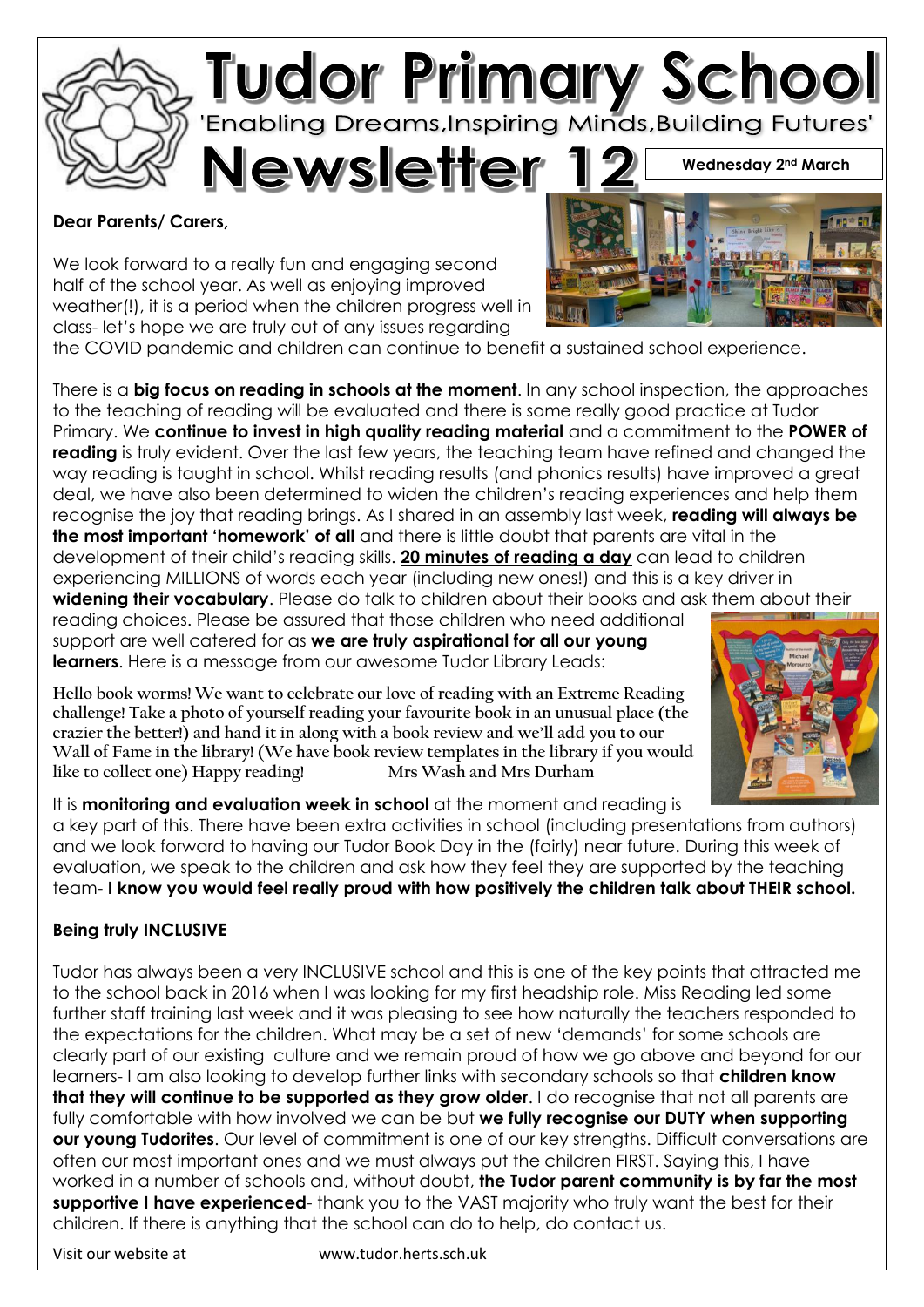# Tudor Primary School

'Enabling Dreams,Inspiring Minds,Building Futures'

# Newsletter 12

**Wednesday 2nd March**

**Dear Parents/ Carers,**

We look forward to a really fun and engaging second half of the school year. As well as enjoying improved weather(!), it is a period when the children progress well in class- let's hope we are truly out of any issues regarding the COVID pandemic and children can continue to benefit a sustained school experience.

There is a **big focus on reading in schools at the moment**. In any school inspection, the approaches to the teaching of reading will be evaluated and there is some really good practice at Tudor Primary. We **continue to invest in high quality reading material** and a commitment to the **POWER of reading** is truly evident. Over the last few years, the teaching team have refined and changed the way reading is taught in school. Whilst reading results (and phonics results) have improved a great deal, we have also been determined to widen the children's reading experiences and help them recognise the joy that reading brings. As I shared in an assembly last week, **reading will always be the most important 'homework' of all** and there is little doubt that parents are vital in the development of their child's reading skills. **20 minutes of reading a day** can lead to children experiencing MILLIONS of words each year (including new ones!) and this is a key driver in **widening their vocabulary**. Please do talk to children about their books and ask them about their reading choices. Please be assured that those children who need additional support are well catered for as **we are truly aspirational for all our young learners**. Here is a message from our awesome Tudor Library Leads:

**Hello book worms! We want to celebrate our love of reading with an Extreme Reading challenge! Take a photo of yourself reading your favourite book in an unusual place (the crazier the better!) and hand it in along with a book review and we'll add you to our Wall of Fame in the library! (We have book review templates in the library if you would like to collect one) Happy reading! Mrs Wash and Mrs Durham**

It is **monitoring and evaluation week in school** at the moment and reading is a key part of this. There have been extra activities in school (including presentations from authors) and we look forward to having our Tudor Book Day in the (fairly) near future. During this week of evaluation, we speak to the children and ask how they feel they are supported by the teaching team- **I know you would feel really proud with how positively the children talk about THEIR school.**

**Being truly INCLUSIVE**

Tudor has always been a very INCLUSIVE school and this is one of the key points that attracted me to the school back in 2016 when I was looking for my first headship role. Miss Reading led some further staff training last week and it was pleasing to see how naturally the teachers responded to the expectations for the children. What may be a set of new 'demands' for some schools are clearly part of our existing culture and we remain proud of how we go above and beyond for our learners- I am also looking to develop further links with secondary schools so that **children know that they will continue to be supported as they grow older**. I do recognise that not all parents are fully comfortable with how involved we can be but **we fully recognise our DUTY when supporting our young Tudorites**. Our level of commitment is one of our key strengths. Difficult conversations are often our most important ones and we must always put the children FIRST. Saying this, I have worked in a number of schools and, without doubt, **the Tudor parent community is by far the most supportive I have experienced**- thank you to the VAST majority who truly want the best for their children. If there is anything that the school can do to help, do contact us.

Visit our website at www.tudor.herts.sch.uk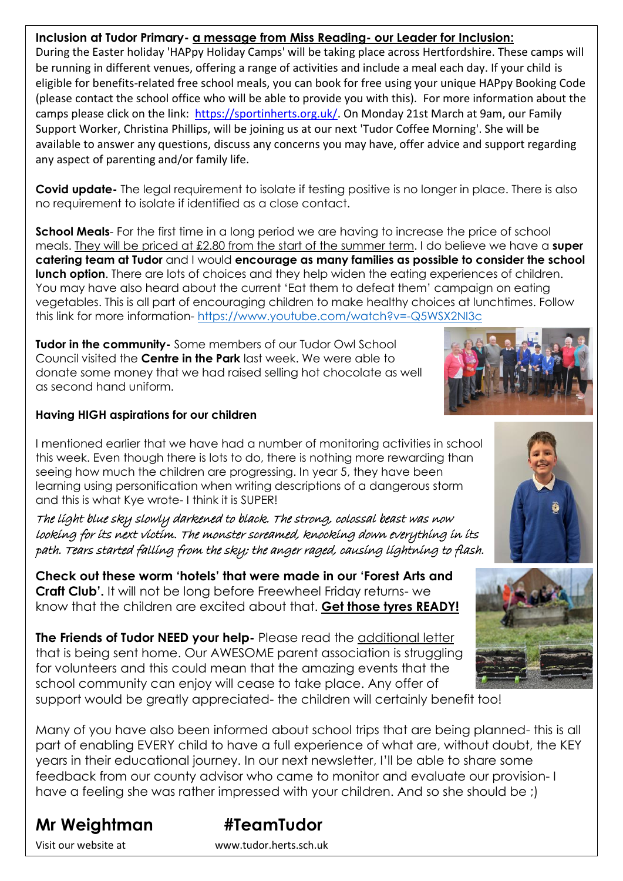**Inclusion at Tudor Primary-** **a message from Miss Reading- our Leader for Inclusion:**
During the Easter holiday 'HAPpy Holiday Camps' will be taking place across Hertfordshire. These camps will be running in different venues, offering a range of activities and include a meal each day. If your child is eligible for benefits-related free school meals, you can book for free using your unique HAPpy Booking Code (please contact the school office who will be able to provide you with this). For more information about the camps please click on the link: https://sportinherts.org.uk/. On Monday 21st March at 9am, our Family Support Worker, Christina Phillips, will be joining us at our next 'Tudor Coffee Morning'. She will be available to answer any questions, discuss any concerns you may have, offer advice and support regarding any aspect of parenting and/or family life.

**Covid update-** The legal requirement to isolate if testing positive is no longer in place. There is also no requirement to isolate if identified as a close contact.

**School Meals**- For the first time in a long period we are having to increase the price of school meals. They will be priced at £2.80 from the start of the summer term. I do believe we have a **super catering team at Tudor** and I would **encourage as many families as possible to consider the school lunch option**. There are lots of choices and they help widen the eating experiences of children. You may have also heard about the current 'Eat them to defeat them' campaign on eating vegetables. This is all part of encouraging children to make healthy choices at lunchtimes. Follow this link for more information- https://www.youtube.com/watch?v=-Q5WSX2Nl3c

**Tudor in the community-** Some members of our Tudor Owl School Council visited the **Centre in the Park** last week. We were able to donate some money that we had raised selling hot chocolate as well as second hand uniform.

**Having HIGH aspirations for our children**

I mentioned earlier that we have had a number of monitoring activities in school this week. Even though there is lots to do, there is nothing more rewarding than seeing how much the children are progressing. In year 5, they have been learning using personification when writing descriptions of a dangerous storm and this is what Kye wrote- I think it is SUPER!

*The light blue sky slowly darkened to black. The strong, colossal beast was now looking for its next victim. The monster screamed, knocking down everything in its path. Tears started falling from the sky; the anger raged, causing lightning to flash.*

**Check out these worm 'hotels' that were made in our 'Forest Arts and Craft Club'.** It will not be long before Freewheel Friday returns- we know that the children are excited about that. **Get those tyres READY!**

**The Friends of Tudor NEED your help-** Please read the additional letter that is being sent home. Our AWESOME parent association is struggling for volunteers and this could mean that the amazing events that the school community can enjoy will cease to take place. Any offer of support would be greatly appreciated- the children will certainly benefit too!

Many of you have also been informed about school trips that are being planned- this is all part of enabling EVERY child to have a full experience of what are, without doubt, the KEY years in their educational journey. In our next newsletter, I'll be able to share some feedback from our county advisor who came to monitor and evaluate our provision- I have a feeling she was rather impressed with your children. And so she should be ;)

**Mr Weightman** **#TeamTudor**

Visit our website at www.tudor.herts.sch.uk